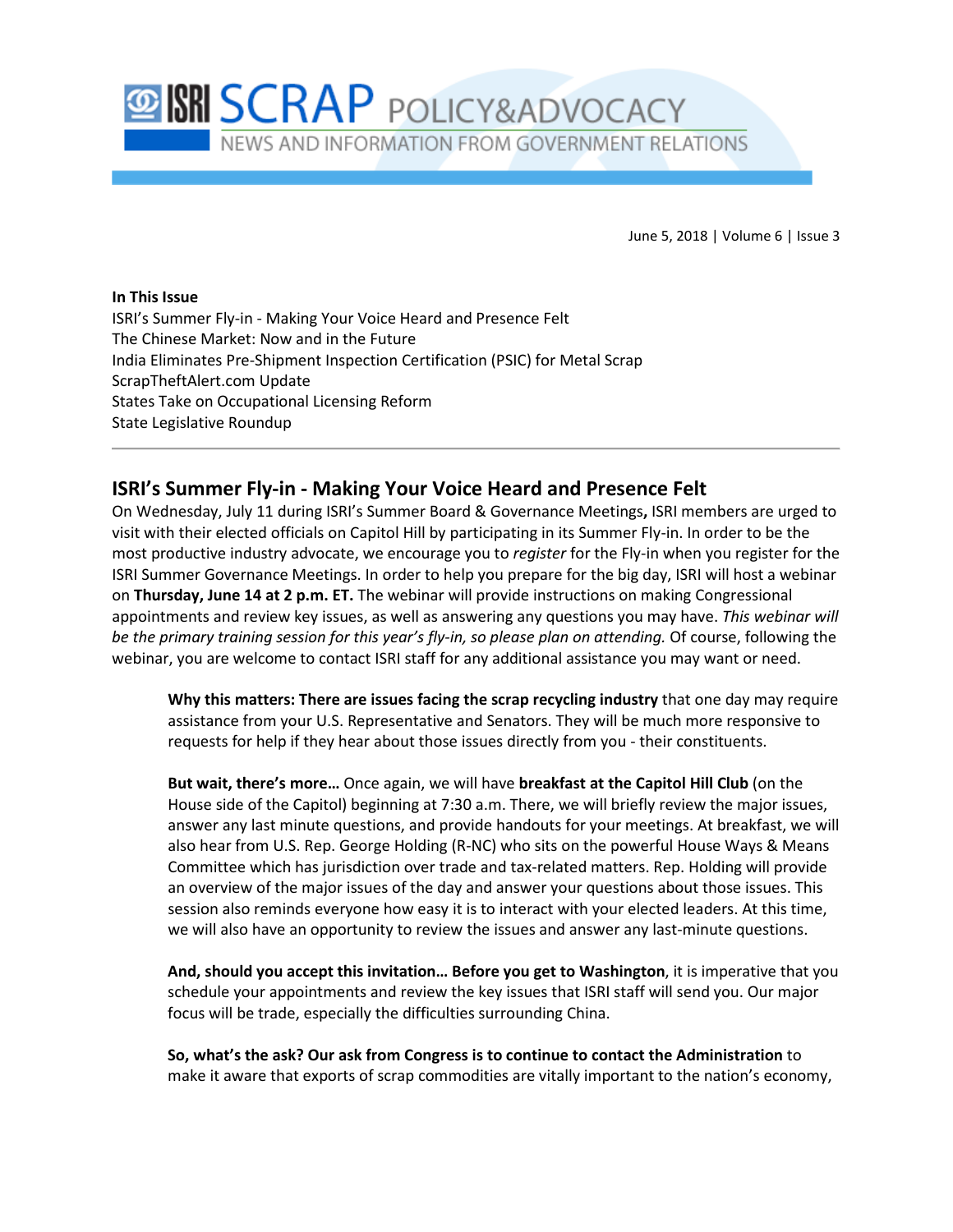# ISRI SCRAP POLICY&ADVOCACY

NEWS AND INFORMATION FROM GOVERNMENT RELATIONS

June 5, 2018 | Volume 6 | Issue 3

**In This Issue**

ISRI's Summer Fly-in - Making Your Voice Heard and Presence Felt
The Chinese Market: Now and in the Future
India Eliminates Pre-Shipment Inspection Certification (PSIC) for Metal Scrap
ScrapTheftAlert.com Update
States Take on Occupational Licensing Reform
State Legislative Roundup

---

## ISRI's Summer Fly-in - Making Your Voice Heard and Presence Felt

On Wednesday, July 11 during ISRI's Summer Board & Governance Meetings**,** ISRI members are urged to visit with their elected officials on Capitol Hill by participating in its Summer Fly-in. In order to be the most productive industry advocate, we encourage you to *register* for the Fly-in when you register for the ISRI Summer Governance Meetings. In order to help you prepare for the big day, ISRI will host a webinar on **Thursday, June 14 at 2 p.m. ET.** The webinar will provide instructions on making Congressional appointments and review key issues, as well as answering any questions you may have. *This webinar will be the primary training session for this year's fly-in, so please plan on attending.* Of course, following the webinar, you are welcome to contact ISRI staff for any additional assistance you may want or need.

> **Why this matters: There are issues facing the scrap recycling industry** that one day may require assistance from your U.S. Representative and Senators. They will be much more responsive to requests for help if they hear about those issues directly from you - their constituents.
>
> **But wait, there's more…** Once again, we will have **breakfast at the Capitol Hill Club** (on the House side of the Capitol) beginning at 7:30 a.m. There, we will briefly review the major issues, answer any last minute questions, and provide handouts for your meetings. At breakfast, we will also hear from U.S. Rep. George Holding (R-NC) who sits on the powerful House Ways & Means Committee which has jurisdiction over trade and tax-related matters. Rep. Holding will provide an overview of the major issues of the day and answer your questions about those issues. This session also reminds everyone how easy it is to interact with your elected leaders. At this time, we will also have an opportunity to review the issues and answer any last-minute questions.
>
> **And, should you accept this invitation… Before you get to Washington**, it is imperative that you schedule your appointments and review the key issues that ISRI staff will send you. Our major focus will be trade, especially the difficulties surrounding China.
>
> **So, what's the ask? Our ask from Congress is to continue to contact the Administration** to make it aware that exports of scrap commodities are vitally important to the nation's economy,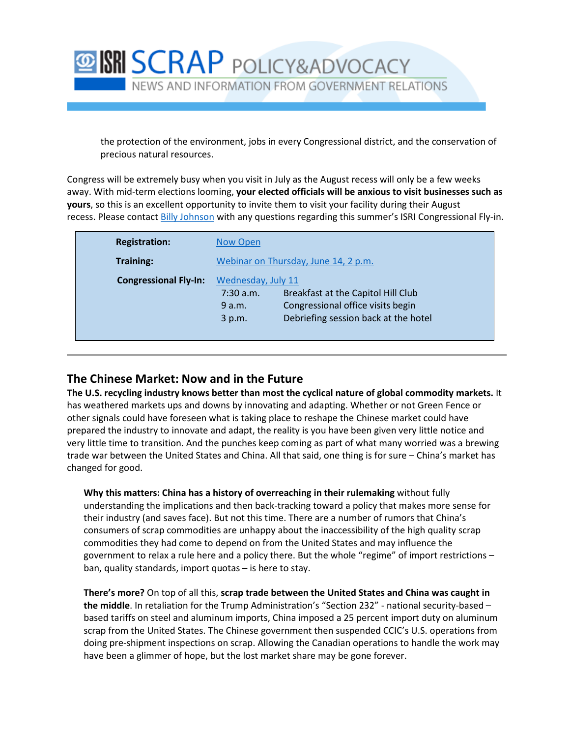the protection of the environment, jobs in every Congressional district, and the conservation of precious natural resources.

Congress will be extremely busy when you visit in July as the August recess will only be a few weeks away. With mid-term elections looming, **your elected officials will be anxious to visit businesses such as yours**, so this is an excellent opportunity to invite them to visit your facility during their August recess. Please contact Billy Johnson with any questions regarding this summer's ISRI Congressional Fly-in.

| | | |
|---|---|---|
| **Registration:** | Now Open | |
| **Training:** | Webinar on Thursday, June 14, 2 p.m. | |
| **Congressional Fly-In:** | Wednesday, July 11 | |
| | 7:30 a.m. | Breakfast at the Capitol Hill Club |
| | 9 a.m. | Congressional office visits begin |
| | 3 p.m. | Debriefing session back at the hotel |

## The Chinese Market: Now and in the Future

**The U.S. recycling industry knows better than most the cyclical nature of global commodity markets.** It has weathered markets ups and downs by innovating and adapting. Whether or not Green Fence or other signals could have foreseen what is taking place to reshape the Chinese market could have prepared the industry to innovate and adapt, the reality is you have been given very little notice and very little time to transition. And the punches keep coming as part of what many worried was a brewing trade war between the United States and China. All that said, one thing is for sure – China's market has changed for good.

**Why this matters: China has a history of overreaching in their rulemaking** without fully understanding the implications and then back-tracking toward a policy that makes more sense for their industry (and saves face). But not this time. There are a number of rumors that China's consumers of scrap commodities are unhappy about the inaccessibility of the high quality scrap commodities they had come to depend on from the United States and may influence the government to relax a rule here and a policy there. But the whole "regime" of import restrictions – ban, quality standards, import quotas – is here to stay.

**There's more?** On top of all this, **scrap trade between the United States and China was caught in the middle**. In retaliation for the Trump Administration's "Section 232" - national security-based – based tariffs on steel and aluminum imports, China imposed a 25 percent import duty on aluminum scrap from the United States. The Chinese government then suspended CCIC's U.S. operations from doing pre-shipment inspections on scrap. Allowing the Canadian operations to handle the work may have been a glimmer of hope, but the lost market share may be gone forever.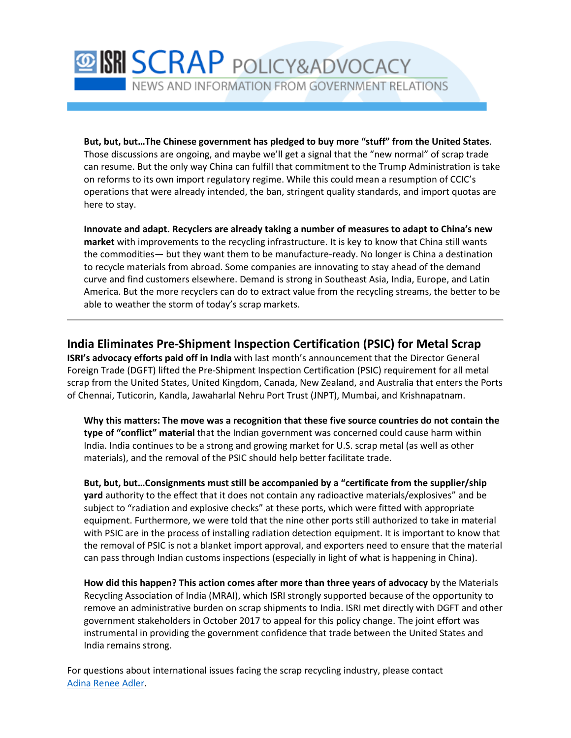**But, but, but…The Chinese government has pledged to buy more "stuff" from the United States**. Those discussions are ongoing, and maybe we'll get a signal that the "new normal" of scrap trade can resume. But the only way China can fulfill that commitment to the Trump Administration is take on reforms to its own import regulatory regime. While this could mean a resumption of CCIC's operations that were already intended, the ban, stringent quality standards, and import quotas are here to stay.

**Innovate and adapt. Recyclers are already taking a number of measures to adapt to China's new market** with improvements to the recycling infrastructure. It is key to know that China still wants the commodities— but they want them to be manufacture-ready. No longer is China a destination to recycle materials from abroad. Some companies are innovating to stay ahead of the demand curve and find customers elsewhere. Demand is strong in Southeast Asia, India, Europe, and Latin America. But the more recyclers can do to extract value from the recycling streams, the better to be able to weather the storm of today's scrap markets.

---

## India Eliminates Pre-Shipment Inspection Certification (PSIC) for Metal Scrap

**ISRI's advocacy efforts paid off in India** with last month's announcement that the Director General Foreign Trade (DGFT) lifted the Pre-Shipment Inspection Certification (PSIC) requirement for all metal scrap from the United States, United Kingdom, Canada, New Zealand, and Australia that enters the Ports of Chennai, Tuticorin, Kandla, Jawaharlal Nehru Port Trust (JNPT), Mumbai, and Krishnapatnam.

**Why this matters: The move was a recognition that these five source countries do not contain the type of "conflict" material** that the Indian government was concerned could cause harm within India. India continues to be a strong and growing market for U.S. scrap metal (as well as other materials), and the removal of the PSIC should help better facilitate trade.

**But, but, but…Consignments must still be accompanied by a "certificate from the supplier/ship yard** authority to the effect that it does not contain any radioactive materials/explosives" and be subject to "radiation and explosive checks" at these ports, which were fitted with appropriate equipment. Furthermore, we were told that the nine other ports still authorized to take in material with PSIC are in the process of installing radiation detection equipment. It is important to know that the removal of PSIC is not a blanket import approval, and exporters need to ensure that the material can pass through Indian customs inspections (especially in light of what is happening in China).

**How did this happen? This action comes after more than three years of advocacy** by the Materials Recycling Association of India (MRAI), which ISRI strongly supported because of the opportunity to remove an administrative burden on scrap shipments to India. ISRI met directly with DGFT and other government stakeholders in October 2017 to appeal for this policy change. The joint effort was instrumental in providing the government confidence that trade between the United States and India remains strong.

For questions about international issues facing the scrap recycling industry, please contact Adina Renee Adler.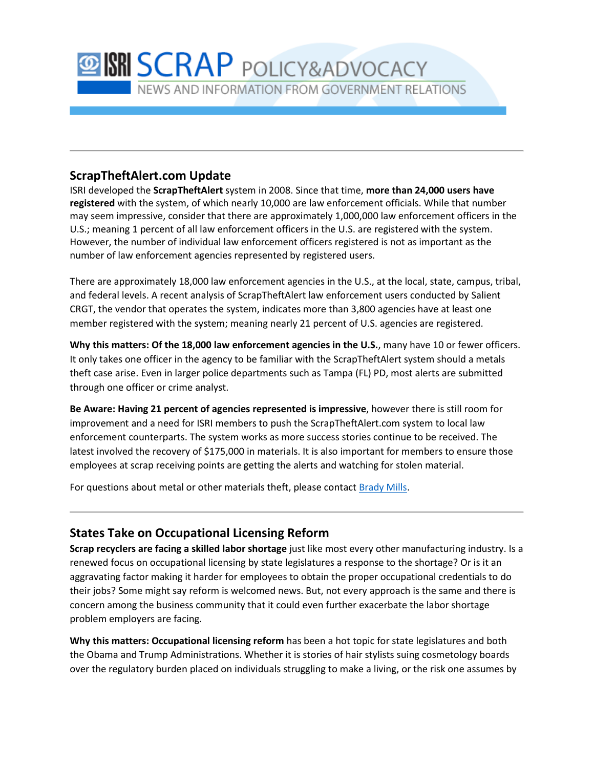## ScrapTheftAlert.com Update

ISRI developed the **ScrapTheftAlert** system in 2008. Since that time, **more than 24,000 users have registered** with the system, of which nearly 10,000 are law enforcement officials. While that number may seem impressive, consider that there are approximately 1,000,000 law enforcement officers in the U.S.; meaning 1 percent of all law enforcement officers in the U.S. are registered with the system. However, the number of individual law enforcement officers registered is not as important as the number of law enforcement agencies represented by registered users.

There are approximately 18,000 law enforcement agencies in the U.S., at the local, state, campus, tribal, and federal levels. A recent analysis of ScrapTheftAlert law enforcement users conducted by Salient CRGT, the vendor that operates the system, indicates more than 3,800 agencies have at least one member registered with the system; meaning nearly 21 percent of U.S. agencies are registered.

**Why this matters: Of the 18,000 law enforcement agencies in the U.S.**, many have 10 or fewer officers. It only takes one officer in the agency to be familiar with the ScrapTheftAlert system should a metals theft case arise. Even in larger police departments such as Tampa (FL) PD, most alerts are submitted through one officer or crime analyst.

**Be Aware: Having 21 percent of agencies represented is impressive**, however there is still room for improvement and a need for ISRI members to push the ScrapTheftAlert.com system to local law enforcement counterparts. The system works as more success stories continue to be received. The latest involved the recovery of $175,000 in materials. It is also important for members to ensure those employees at scrap receiving points are getting the alerts and watching for stolen material.

For questions about metal or other materials theft, please contact Brady Mills.

---

## States Take on Occupational Licensing Reform

**Scrap recyclers are facing a skilled labor shortage** just like most every other manufacturing industry. Is a renewed focus on occupational licensing by state legislatures a response to the shortage? Or is it an aggravating factor making it harder for employees to obtain the proper occupational credentials to do their jobs? Some might say reform is welcomed news. But, not every approach is the same and there is concern among the business community that it could even further exacerbate the labor shortage problem employers are facing.

**Why this matters: Occupational licensing reform** has been a hot topic for state legislatures and both the Obama and Trump Administrations. Whether it is stories of hair stylists suing cosmetology boards over the regulatory burden placed on individuals struggling to make a living, or the risk one assumes by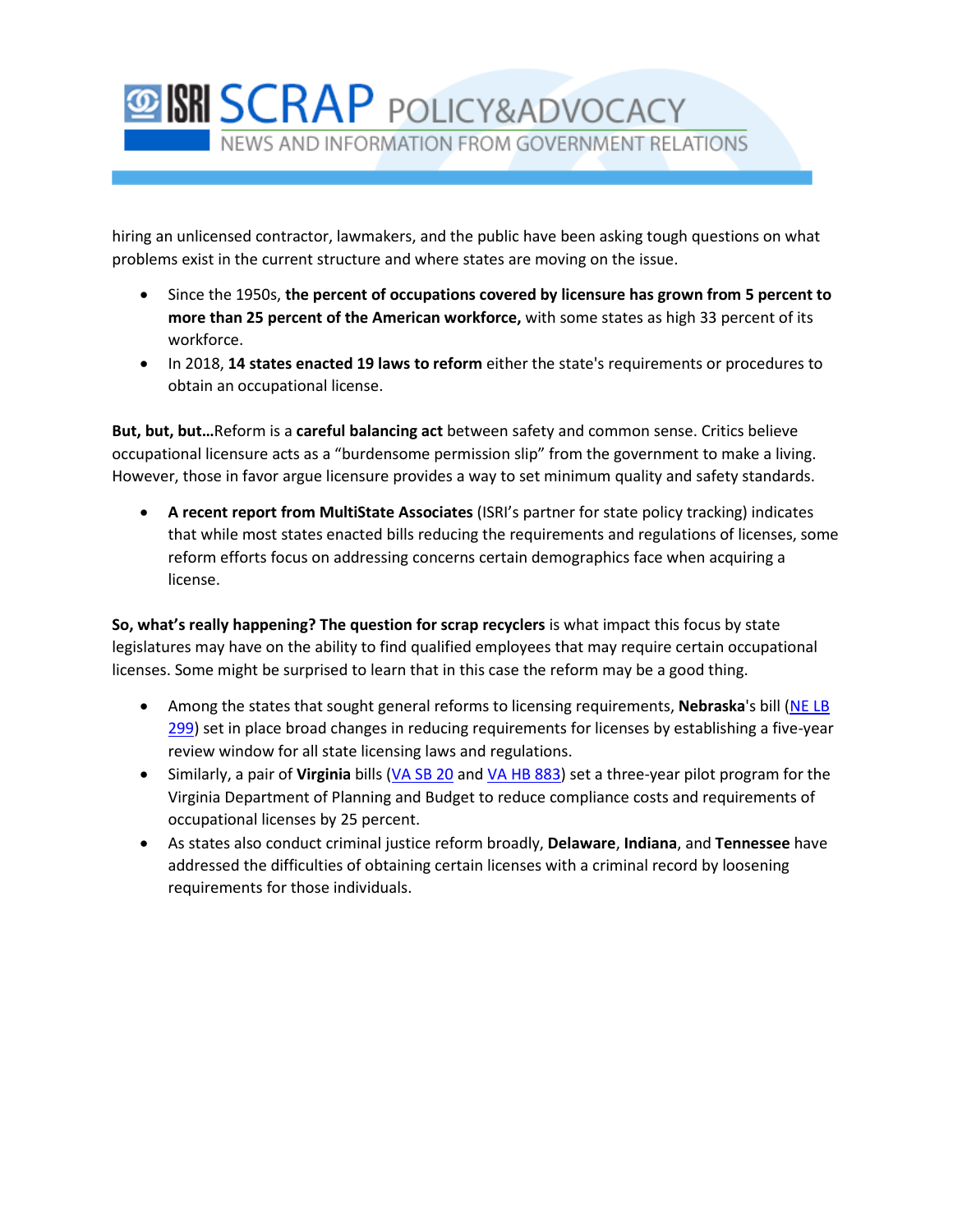hiring an unlicensed contractor, lawmakers, and the public have been asking tough questions on what problems exist in the current structure and where states are moving on the issue.

- Since the 1950s, **the percent of occupations covered by licensure has grown from 5 percent to more than 25 percent of the American workforce,** with some states as high 33 percent of its workforce.
- In 2018, **14 states enacted 19 laws to reform** either the state's requirements or procedures to obtain an occupational license.

**But, but, but…**Reform is a **careful balancing act** between safety and common sense. Critics believe occupational licensure acts as a "burdensome permission slip" from the government to make a living. However, those in favor argue licensure provides a way to set minimum quality and safety standards.

- **A recent report from MultiState Associates** (ISRI's partner for state policy tracking) indicates that while most states enacted bills reducing the requirements and regulations of licenses, some reform efforts focus on addressing concerns certain demographics face when acquiring a license.

**So, what's really happening? The question for scrap recyclers** is what impact this focus by state legislatures may have on the ability to find qualified employees that may require certain occupational licenses. Some might be surprised to learn that in this case the reform may be a good thing.

- Among the states that sought general reforms to licensing requirements, **Nebraska**'s bill (NE LB 299) set in place broad changes in reducing requirements for licenses by establishing a five-year review window for all state licensing laws and regulations.
- Similarly, a pair of **Virginia** bills (VA SB 20 and VA HB 883) set a three-year pilot program for the Virginia Department of Planning and Budget to reduce compliance costs and requirements of occupational licenses by 25 percent.
- As states also conduct criminal justice reform broadly, **Delaware**, **Indiana**, and **Tennessee** have addressed the difficulties of obtaining certain licenses with a criminal record by loosening requirements for those individuals.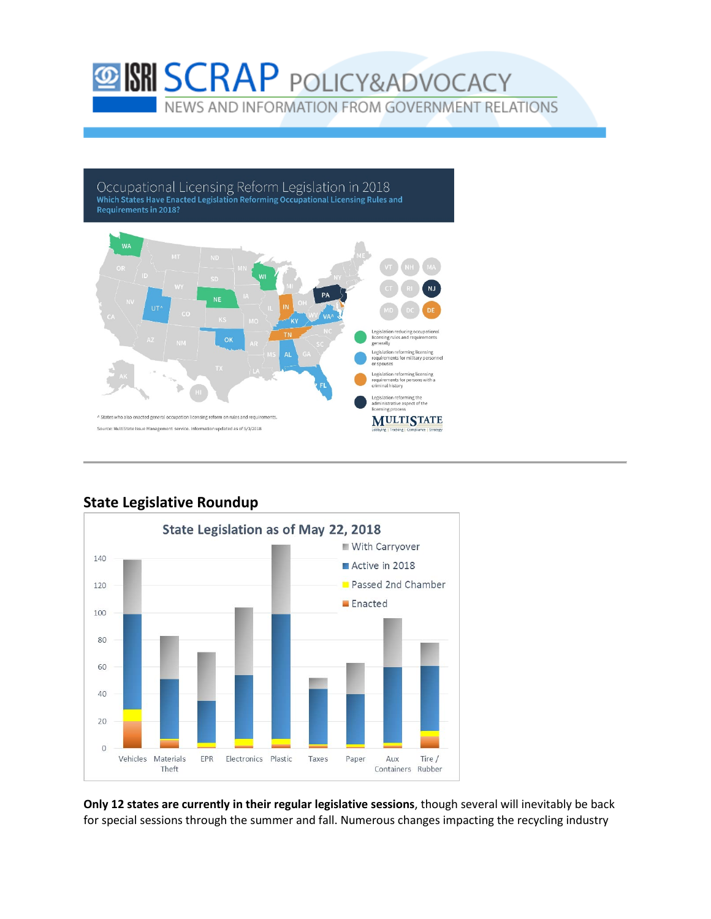## Occupational Licensing Reform Legislation in 2018

**Which States Have Enacted Legislation Reforming Occupational Licensing Rules and Requirements in 2018?**

- Legislation reducing occupational licensing rules and requirements generally
- Legislation reforming licensing requirements for military personnel or spouses
- Legislation reforming licensing requirements for persons with a criminal history
- Legislation reforming the administrative aspect of the licensing process

^ States who also enacted general occupation licensing reform on rules and requirements.

Source: MultiState Issue Management service. Information updated as of 5/3/2018

---

## State Legislative Roundup

**State Legislation as of May 22, 2018**

Legend: With Carryover, Active in 2018, Passed 2nd Chamber, Enacted

Categories: Vehicles, Materials Theft, EPR, Electronics, Plastic, Taxes, Paper, Aux Containers, Tire / Rubber

**Only 12 states are currently in their regular legislative sessions**, though several will inevitably be back for special sessions through the summer and fall. Numerous changes impacting the recycling industry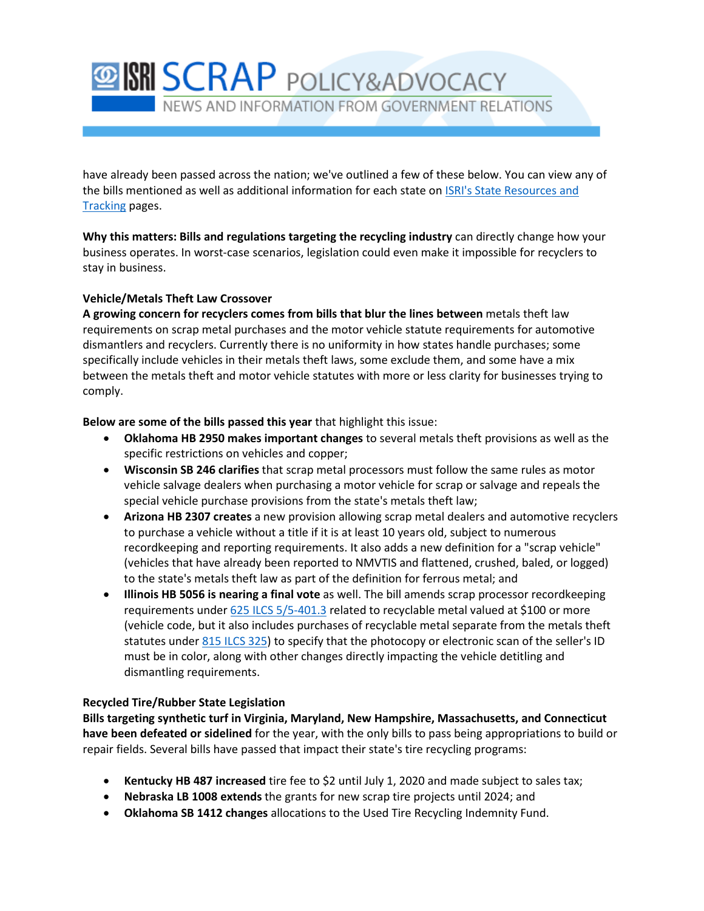have already been passed across the nation; we've outlined a few of these below. You can view any of the bills mentioned as well as additional information for each state on [ISRI's State Resources and Tracking](#) pages.

**Why this matters: Bills and regulations targeting the recycling industry** can directly change how your business operates. In worst-case scenarios, legislation could even make it impossible for recyclers to stay in business.

**Vehicle/Metals Theft Law Crossover**

**A growing concern for recyclers comes from bills that blur the lines between** metals theft law requirements on scrap metal purchases and the motor vehicle statute requirements for automotive dismantlers and recyclers. Currently there is no uniformity in how states handle purchases; some specifically include vehicles in their metals theft laws, some exclude them, and some have a mix between the metals theft and motor vehicle statutes with more or less clarity for businesses trying to comply.

**Below are some of the bills passed this year** that highlight this issue:

- **Oklahoma HB 2950 makes important changes** to several metals theft provisions as well as the specific restrictions on vehicles and copper;
- **Wisconsin SB 246 clarifies** that scrap metal processors must follow the same rules as motor vehicle salvage dealers when purchasing a motor vehicle for scrap or salvage and repeals the special vehicle purchase provisions from the state's metals theft law;
- **Arizona HB 2307 creates** a new provision allowing scrap metal dealers and automotive recyclers to purchase a vehicle without a title if it is at least 10 years old, subject to numerous recordkeeping and reporting requirements. It also adds a new definition for a "scrap vehicle" (vehicles that have already been reported to NMVTIS and flattened, crushed, baled, or logged) to the state's metals theft law as part of the definition for ferrous metal; and
- **Illinois HB 5056 is nearing a final vote** as well. The bill amends scrap processor recordkeeping requirements under [625 ILCS 5/5-401.3](#) related to recyclable metal valued at $100 or more (vehicle code, but it also includes purchases of recyclable metal separate from the metals theft statutes under [815 ILCS 325](#)) to specify that the photocopy or electronic scan of the seller's ID must be in color, along with other changes directly impacting the vehicle detitling and dismantling requirements.

**Recycled Tire/Rubber State Legislation**

**Bills targeting synthetic turf in Virginia, Maryland, New Hampshire, Massachusetts, and Connecticut have been defeated or sidelined** for the year, with the only bills to pass being appropriations to build or repair fields. Several bills have passed that impact their state's tire recycling programs:

- **Kentucky HB 487 increased** tire fee to $2 until July 1, 2020 and made subject to sales tax;
- **Nebraska LB 1008 extends** the grants for new scrap tire projects until 2024; and
- **Oklahoma SB 1412 changes** allocations to the Used Tire Recycling Indemnity Fund.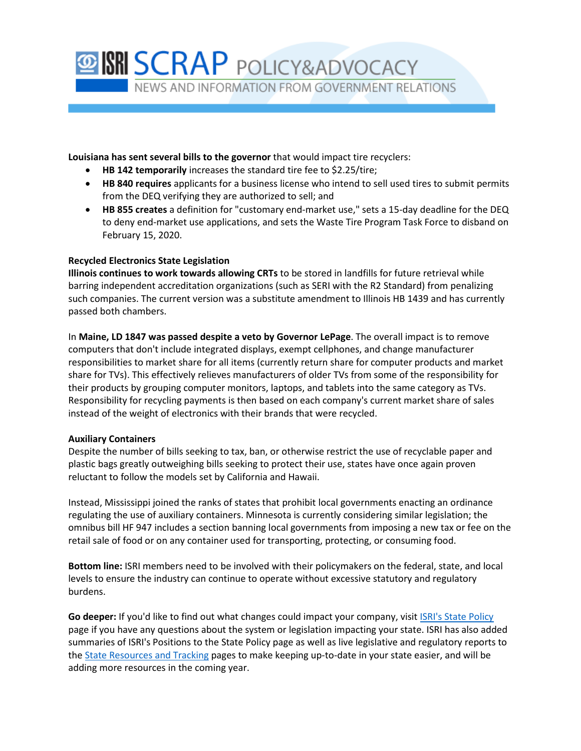**Louisiana has sent several bills to the governor** that would impact tire recyclers:

- **HB 142 temporarily** increases the standard tire fee to $2.25/tire;
- **HB 840 requires** applicants for a business license who intend to sell used tires to submit permits from the DEQ verifying they are authorized to sell; and
- **HB 855 creates** a definition for "customary end-market use," sets a 15-day deadline for the DEQ to deny end-market use applications, and sets the Waste Tire Program Task Force to disband on February 15, 2020.

**Recycled Electronics State Legislation**

**Illinois continues to work towards allowing CRTs** to be stored in landfills for future retrieval while barring independent accreditation organizations (such as SERI with the R2 Standard) from penalizing such companies. The current version was a substitute amendment to Illinois HB 1439 and has currently passed both chambers.

In **Maine, LD 1847 was passed despite a veto by Governor LePage**. The overall impact is to remove computers that don't include integrated displays, exempt cellphones, and change manufacturer responsibilities to market share for all items (currently return share for computer products and market share for TVs). This effectively relieves manufacturers of older TVs from some of the responsibility for their products by grouping computer monitors, laptops, and tablets into the same category as TVs. Responsibility for recycling payments is then based on each company's current market share of sales instead of the weight of electronics with their brands that were recycled.

**Auxiliary Containers**

Despite the number of bills seeking to tax, ban, or otherwise restrict the use of recyclable paper and plastic bags greatly outweighing bills seeking to protect their use, states have once again proven reluctant to follow the models set by California and Hawaii.

Instead, Mississippi joined the ranks of states that prohibit local governments enacting an ordinance regulating the use of auxiliary containers. Minnesota is currently considering similar legislation; the omnibus bill HF 947 includes a section banning local governments from imposing a new tax or fee on the retail sale of food or on any container used for transporting, protecting, or consuming food.

**Bottom line:** ISRI members need to be involved with their policymakers on the federal, state, and local levels to ensure the industry can continue to operate without excessive statutory and regulatory burdens.

**Go deeper:** If you'd like to find out what changes could impact your company, visit ISRI's State Policy page if you have any questions about the system or legislation impacting your state. ISRI has also added summaries of ISRI's Positions to the State Policy page as well as live legislative and regulatory reports to the State Resources and Tracking pages to make keeping up-to-date in your state easier, and will be adding more resources in the coming year.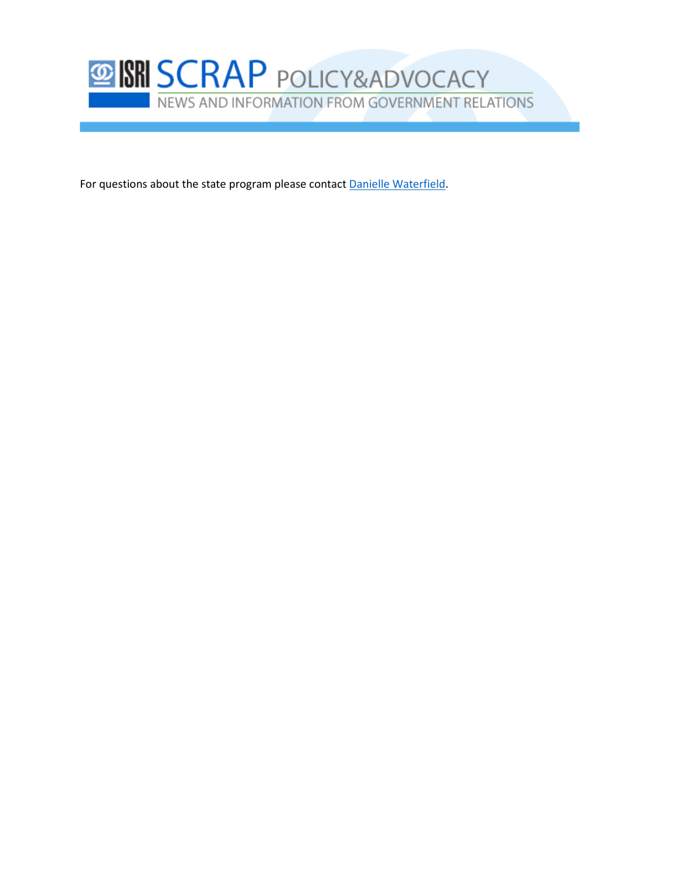For questions about the state program please contact Danielle Waterfield.